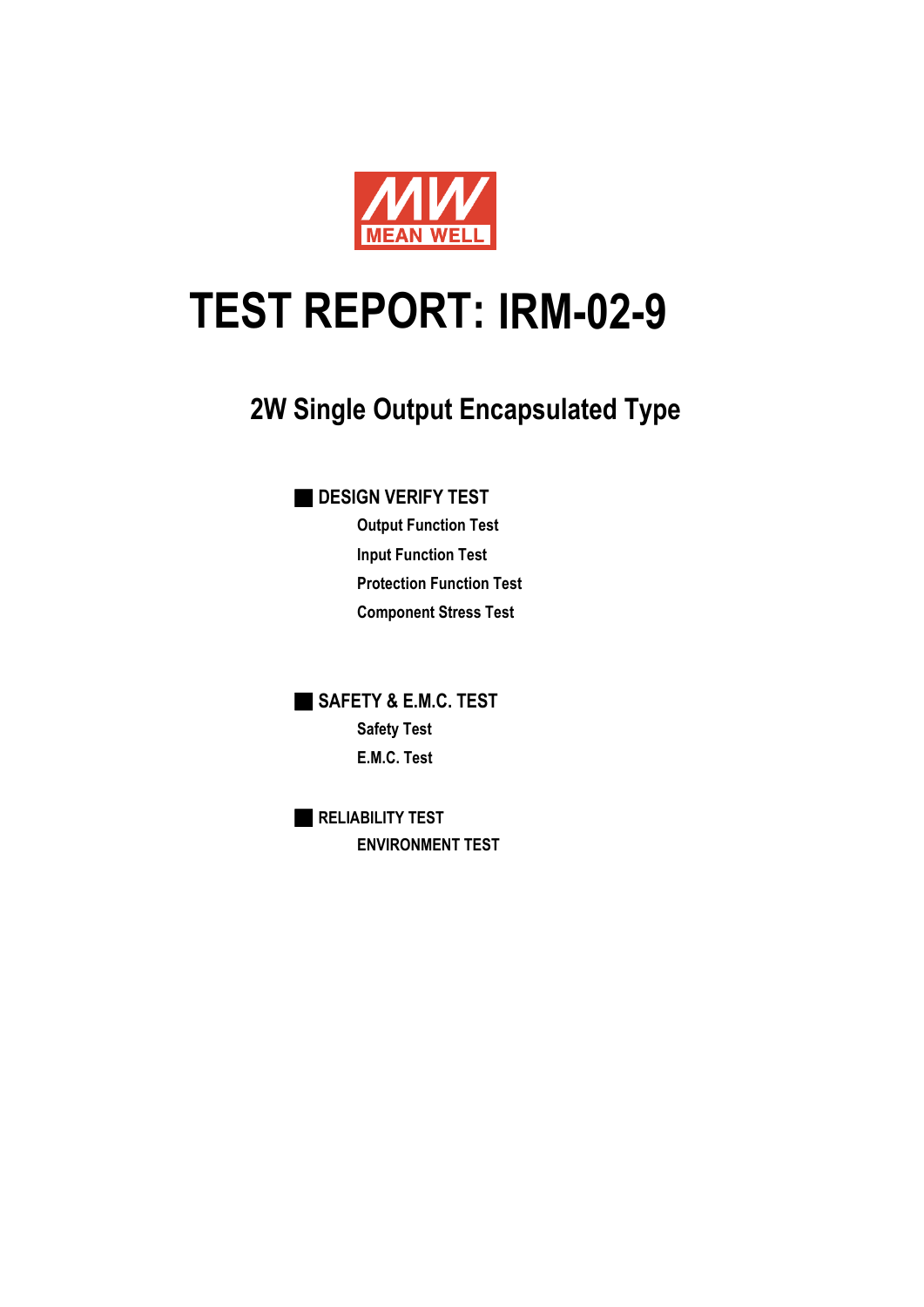MEAN WELL

# TEST REPORT: IRM-02-9

## 2W Single Output Encapsulated Type

### DESIGN VERIFY TEST

- Output Function Test
- Input Function Test
- Protection Function Test
- Component Stress Test

### SAFETY & E.M.C. TEST

- Safety Test
- E.M.C. Test

### RELIABILITY TEST

- ENVIRONMENT TEST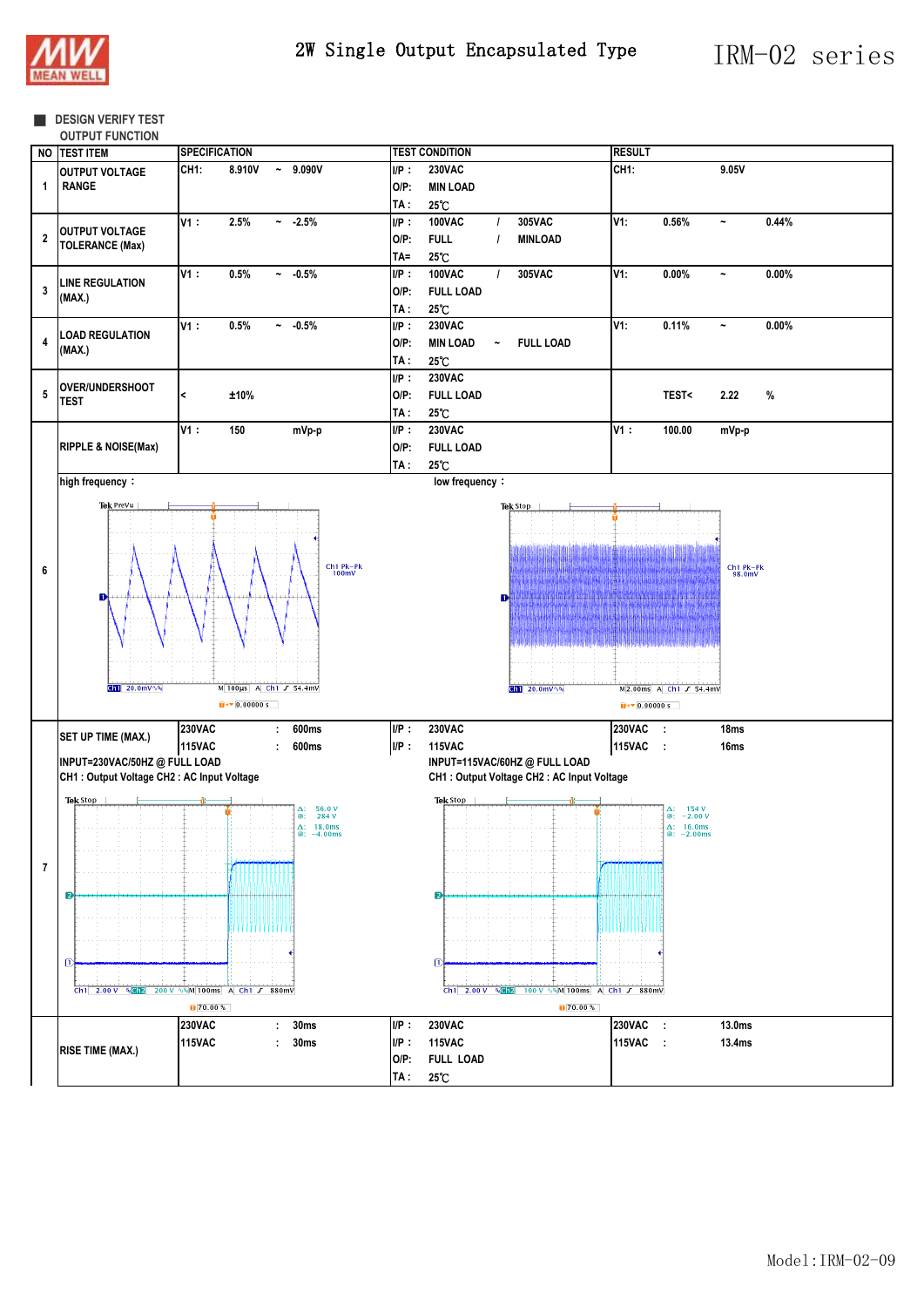## 2W Single Output Encapsulated Type — IRM-02 series

### ■ DESIGN VERIFY TEST

OUTPUT FUNCTION

| NO | TEST ITEM | SPECIFICATION | TEST CONDITION | RESULT |
|---|---|---|---|---|
| 1 | OUTPUT VOLTAGE RANGE | CH1: 8.910V ~ 9.090V | I/P: 230VAC<br>O/P: MIN LOAD<br>TA: 25℃ | CH1: 9.05V |
| 2 | OUTPUT VOLTAGE TOLERANCE (Max) | V1: 2.5% ~ -2.5% | I/P: 100VAC / 305VAC<br>O/P: FULL / MINLOAD<br>TA= 25℃ | V1: 0.56% ~ 0.44% |
| 3 | LINE REGULATION (MAX.) | V1: 0.5% ~ -0.5% | I/P: 100VAC / 305VAC<br>O/P: FULL LOAD<br>TA: 25℃ | V1: 0.00% ~ 0.00% |
| 4 | LOAD REGULATION (MAX.) | V1: 0.5% ~ -0.5% | I/P: 230VAC<br>O/P: MIN LOAD ~ FULL LOAD<br>TA: 25℃ | V1: 0.11% ~ 0.00% |
| 5 | OVER/UNDERSHOOT TEST | < ±10% | I/P: 230VAC<br>O/P: FULL LOAD<br>TA: 25℃ | TEST< 2.22 % |
| 6 | RIPPLE & NOISE(Max) | V1: 150 mVp-p | I/P: 230VAC<br>O/P: FULL LOAD<br>TA: 25℃ | V1: 100.00 mVp-p |
| | high frequency: | | low frequency: | |
| 7 | SET UP TIME (MAX.) | 230VAC : 600ms<br>115VAC : 600ms | I/P: 230VAC<br>I/P: 115VAC | 230VAC : 18ms<br>115VAC : 16ms |
| | INPUT=230VAC/50HZ @ FULL LOAD<br>CH1 : Output Voltage CH2 : AC Input Voltage | | INPUT=115VAC/60HZ @ FULL LOAD<br>CH1 : Output Voltage CH2 : AC Input Voltage | |
| | RISE TIME (MAX.) | 230VAC : 30ms<br>115VAC : 30ms | I/P: 230VAC<br>I/P: 115VAC<br>O/P: FULL LOAD<br>TA: 25℃ | 230VAC : 13.0ms<br>115VAC : 13.4ms |

Model:IRM-02-09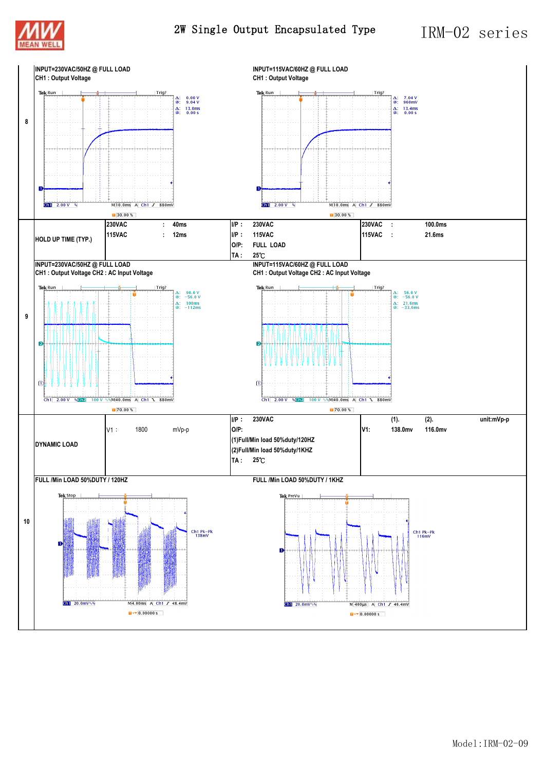# 2W Single Output Encapsulated Type — IRM-02 series

**8**

INPUT=230VAC/50HZ @ FULL LOAD
CH1 : Output Voltage

INPUT=115VAC/60HZ @ FULL LOAD
CH1 : Output Voltage

| HOLD UP TIME (TYP.) | 230VAC : 40ms<br>115VAC : 12ms | I/P : 230VAC<br>I/P : 115VAC<br>O/P: FULL LOAD<br>TA : 25℃ | 230VAC : 100.0ms<br>115VAC : 21.6ms |
|---|---|---|---|

**9**

INPUT=230VAC/50HZ @ FULL LOAD
CH1 : Output Voltage CH2 : AC Input Voltage

INPUT=115VAC/60HZ @ FULL LOAD
CH1 : Output Voltage CH2 : AC Input Voltage

| DYNAMIC LOAD | V1 : 1800 mVp-p | I/P : 230VAC<br>O/P:<br>(1)Full/Min load 50%duty/120HZ<br>(2)Full/Min load 50%duty/1KHZ<br>TA : 25℃ | (1). (2). unit:mVp-p<br>V1: 138.0mv 116.0mv |
|---|---|---|---|

**10**

FULL /Min LOAD 50%DUTY / 120HZ

FULL /Min LOAD 50%DUTY / 1KHZ

Model:IRM-02-09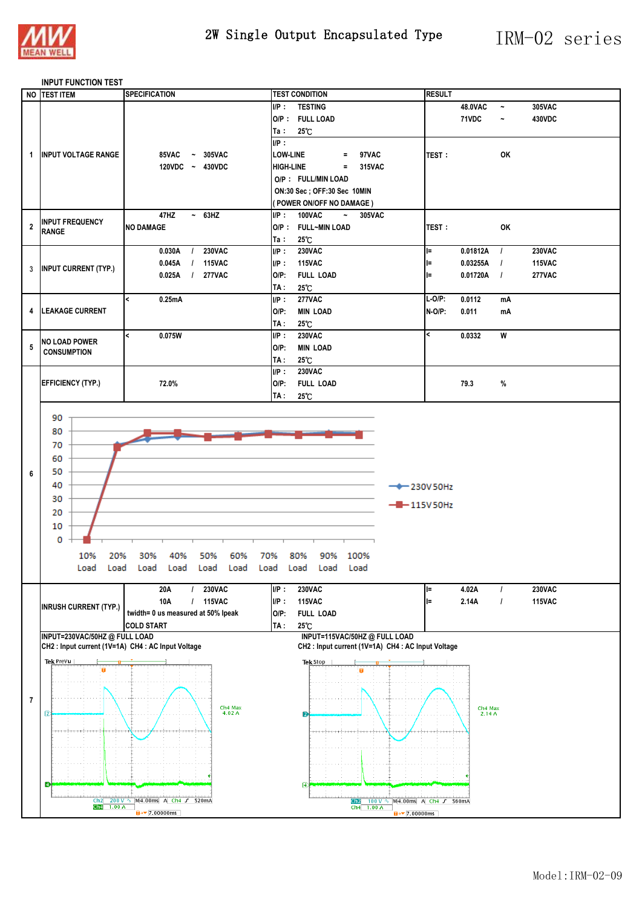# 2W Single Output Encapsulated Type — IRM-02 series

## INPUT FUNCTION TEST

| NO | TEST ITEM | SPECIFICATION | TEST CONDITION | RESULT |
|---|---|---|---|---|
| 1 | INPUT VOLTAGE RANGE | 85VAC ~ 305VAC<br>120VDC ~ 430VDC | I/P : TESTING<br>O/P : FULL LOAD<br>Ta : 25℃ | 48.0VAC ~ 305VAC<br>71VDC ~ 430VDC |
| | | | I/P :<br>LOW-LINE = 97VAC<br>HIGH-LINE = 315VAC<br>O/P : FULL/MIN LOAD<br>ON:30 Sec ; OFF:30 Sec 10MIN<br>( POWER ON/OFF NO DAMAGE ) | TEST : OK |
| 2 | INPUT FREQUENCY RANGE | 47HZ ~ 63HZ<br>NO DAMAGE | I/P : 100VAC ~ 305VAC<br>O/P : FULL~MIN LOAD<br>Ta : 25℃ | TEST : OK |
| 3 | INPUT CURRENT (TYP.) | 0.030A / 230VAC<br>0.045A / 115VAC<br>0.025A / 277VAC | I/P : 230VAC<br>I/P : 115VAC<br>O/P: FULL LOAD<br>TA : 25℃ | I= 0.01812A / 230VAC<br>I= 0.03255A / 115VAC<br>I= 0.01720A / 277VAC |
| 4 | LEAKAGE CURRENT | < 0.25mA | I/P : 277VAC<br>O/P: MIN LOAD<br>TA : 25℃ | L-O/P: 0.0112 mA<br>N-O/P: 0.011 mA |
| 5 | NO LOAD POWER CONSUMPTION | < 0.075W | I/P : 230VAC<br>O/P: MIN LOAD<br>TA : 25℃ | < 0.0332 W |
| 6 | EFFICIENCY (TYP.) | 72.0% | I/P : 230VAC<br>O/P: FULL LOAD<br>TA : 25℃ | 79.3 % |
| 7 | INRUSH CURRENT (TYP.) | 20A / 230VAC<br>10A / 115VAC<br>twidth= 0 us measured at 50% Ipeak<br>COLD START | I/P : 230VAC<br>I/P : 115VAC<br>O/P: FULL LOAD<br>TA : 25℃ | I= 4.02A / 230VAC<br>I= 2.14A / 115VAC |

Efficiency chart (Y axis 0–90; X axis 10% Load – 100% Load): 230V 50Hz, 115V 50Hz

INPUT=230VAC/50HZ @ FULL LOAD
CH2 : Input current (1V=1A) CH4 : AC Input Voltage

Ch4 Max 4.02 A

INPUT=115VAC/50HZ @ FULL LOAD
CH2 : Input current (1V=1A) CH4 : AC Input Voltage

Ch4 Max 2.14 A

Model:IRM-02-09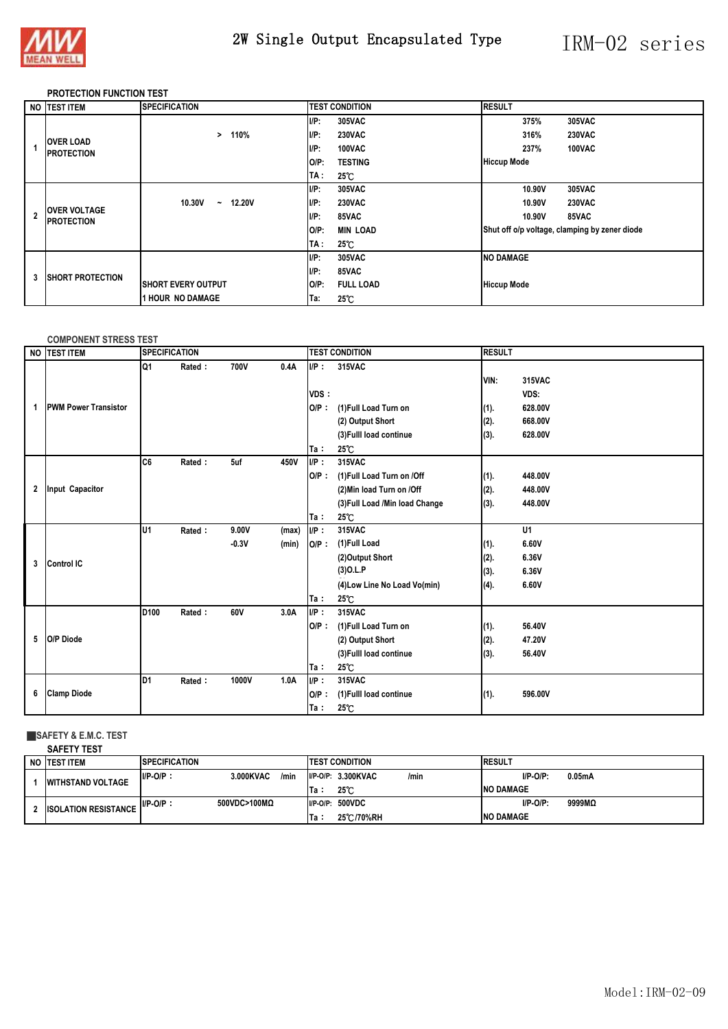# 2W Single Output Encapsulated Type — IRM-02 series

### PROTECTION FUNCTION TEST

| NO | TEST ITEM | SPECIFICATION | TEST CONDITION | RESULT |
|---|---|---|---|---|
| 1 | OVER LOAD PROTECTION | > 110% | I/P: 305VAC<br>I/P: 230VAC<br>I/P: 100VAC<br>O/P: TESTING<br>TA : 25℃ | 375% 305VAC<br>316% 230VAC<br>237% 100VAC<br>Hiccup Mode |
| 2 | OVER VOLTAGE PROTECTION | 10.30V ~ 12.20V | I/P: 305VAC<br>I/P: 230VAC<br>I/P: 85VAC<br>O/P: MIN LOAD<br>TA : 25℃ | 10.90V 305VAC<br>10.90V 230VAC<br>10.90V 85VAC<br>Shut off o/p voltage, clamping by zener diode |
| 3 | SHORT PROTECTION | SHORT EVERY OUTPUT<br>1 HOUR NO DAMAGE | I/P: 305VAC<br>I/P: 85VAC<br>O/P: FULL LOAD<br>Ta: 25℃ | NO DAMAGE<br>Hiccup Mode |

### COMPONENT STRESS TEST

| NO | TEST ITEM | SPECIFICATION | TEST CONDITION | RESULT |
|---|---|---|---|---|
| 1 | PWM Power Transistor | Q1 Rated : 700V 0.4A | I/P : 315VAC<br>VDS :<br>O/P : (1)Full Load Turn on<br>(2) Output Short<br>(3)Fulll load continue<br>Ta : 25℃ | VIN: 315VAC<br>VDS:<br>(1). 628.00V<br>(2). 668.00V<br>(3). 628.00V |
| 2 | Input Capacitor | C6 Rated : 5uf 450V | I/P : 315VAC<br>O/P : (1)Full Load Turn on /Off<br>(2)Min load Turn on /Off<br>(3)Full Load /Min load Change<br>Ta : 25℃ | (1). 448.00V<br>(2). 448.00V<br>(3). 448.00V |
| 3 | Control IC | U1 Rated : 9.00V (max)<br>-0.3V (min) | I/P : 315VAC<br>O/P : (1)Full Load<br>(2)Output Short<br>(3)O.L.P<br>(4)Low Line No Load Vo(min)<br>Ta : 25℃ | U1<br>(1). 6.60V<br>(2). 6.36V<br>(3). 6.36V<br>(4). 6.60V |
| 5 | O/P Diode | D100 Rated : 60V 3.0A | I/P : 315VAC<br>O/P : (1)Full Load Turn on<br>(2) Output Short<br>(3)Fulll load continue<br>Ta : 25℃ | (1). 56.40V<br>(2). 47.20V<br>(3). 56.40V |
| 6 | Clamp Diode | D1 Rated : 1000V 1.0A | I/P : 315VAC<br>O/P : (1)Fulll load continue<br>Ta : 25℃ | (1). 596.00V |

### ■SAFETY & E.M.C. TEST

#### SAFETY TEST

| NO | TEST ITEM | SPECIFICATION | TEST CONDITION | RESULT |
|---|---|---|---|---|
| 1 | WITHSTAND VOLTAGE | I/P-O/P : 3.000KVAC /min | I/P-O/P: 3.300KVAC /min<br>Ta : 25℃ | I/P-O/P: 0.05mA<br>NO DAMAGE |
| 2 | ISOLATION RESISTANCE | I/P-O/P : 500VDC>100MΩ | I/P-O/P: 500VDC<br>Ta : 25℃/70%RH | I/P-O/P: 9999MΩ<br>NO DAMAGE |

Model:IRM-02-09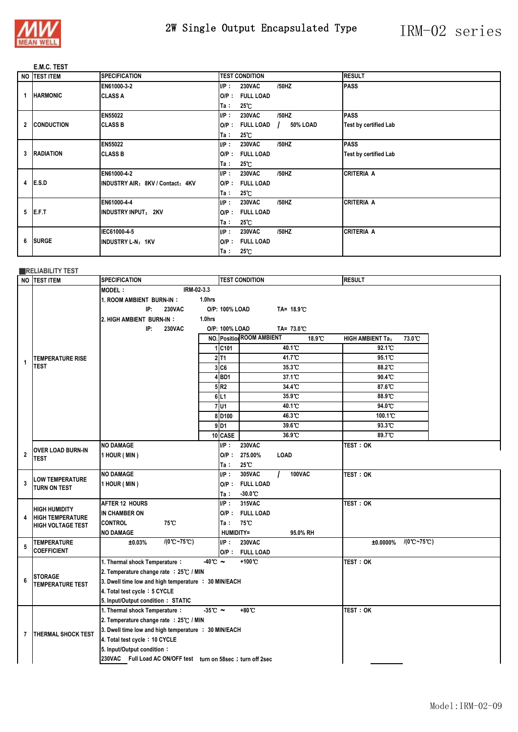MEAN WELL

# 2W Single Output Encapsulated Type IRM-02 series

## E.M.C. TEST

| NO | TEST ITEM | SPECIFICATION | TEST CONDITION | RESULT |
|---|---|---|---|---|
| 1 | HARMONIC | EN61000-3-2<br>CLASS A | I/P : 230VAC /50HZ<br>O/P : FULL LOAD<br>Ta : 25℃ | PASS |
| 2 | CONDUCTION | EN55022<br>CLASS B | I/P : 230VAC /50HZ<br>O/P : FULL LOAD / 50% LOAD<br>Ta : 25℃ | PASS<br>Test by certified Lab |
| 3 | RADIATION | EN55022<br>CLASS B | I/P : 230VAC /50HZ<br>O/P : FULL LOAD<br>Ta : 25℃ | PASS<br>Test by certified Lab |
| 4 | E.S.D | EN61000-4-2<br>INDUSTRY AIR：8KV / Contact：4KV | I/P : 230VAC /50HZ<br>O/P : FULL LOAD<br>Ta : 25℃ | CRITERIA A |
| 5 | E.F.T | EN61000-4-4<br>INDUSTRY INPUT：2KV | I/P : 230VAC /50HZ<br>O/P : FULL LOAD<br>Ta : 25℃ | CRITERIA A |
| 6 | SURGE | IEC61000-4-5<br>INDUSTRY L-N：1KV | I/P : 230VAC /50HZ<br>O/P : FULL LOAD<br>Ta : 25℃ | CRITERIA A |

## RELIABILITY TEST

| NO | TEST ITEM | SPECIFICATION | TEST CONDITION | RESULT |
|---|---|---|---|---|
| 1 | TEMPERATURE RISE TEST | MODEL： IRM-02-3.3<br>1. ROOM AMBIENT BURN-IN： 1.0hrs<br>IP: 230VAC O/P: 100% LOAD TA= 18.9℃<br>2. HIGH AMBIENT BURN-IN： 1.0hrs<br>IP: 230VAC O/P: 100% LOAD TA= 73.0℃ | | |

| NO. | Position | ROOM AMBIENT 18.9℃ | HIGH AMBIENT Ta： 73.0℃ |
|---|---|---|---|
| 1 | C101 | 40.1℃ | 92.1℃ |
| 2 | T1 | 41.7℃ | 95.1℃ |
| 3 | C6 | 35.3℃ | 88.2℃ |
| 4 | BD1 | 37.1℃ | 90.4℃ |
| 5 | R2 | 34.4℃ | 87.6℃ |
| 6 | L1 | 35.9℃ | 88.9℃ |
| 7 | U1 | 40.1℃ | 94.0℃ |
| 8 | D100 | 46.3℃ | 100.1℃ |
| 9 | D1 | 39.6℃ | 93.3℃ |
| 10 | CASE | 36.9℃ | 89.7℃ |

| NO | TEST ITEM | SPECIFICATION | TEST CONDITION | RESULT |
|---|---|---|---|---|
| 2 | OVER LOAD BURN-IN TEST | NO DAMAGE<br>1 HOUR ( MIN ) | I/P : 230VAC<br>O/P : 275.00% LOAD<br>Ta : 25℃ | TEST：OK |
| 3 | LOW TEMPERATURE TURN ON TEST | NO DAMAGE<br>1 HOUR ( MIN ) | I/P : 305VAC / 100VAC<br>O/P : FULL LOAD<br>Ta : -30.0℃ | TEST：OK |
| 4 | HIGH HUMIDITY HIGH TEMPERATURE HIGH VOLTAGE TEST | AFTER 12 HOURS<br>IN CHAMBER ON<br>CONTROL 75℃<br>NO DAMAGE | I/P : 315VAC<br>O/P : FULL LOAD<br>Ta : 75℃<br>HUMIDITY= 95.0% RH | TEST：OK |
| 5 | TEMPERATURE COEFFICIENT | ±0.03% /(0℃~75℃) | I/P : 230VAC<br>O/P : FULL LOAD | ±0.0000% /(0℃~75℃) |
| 6 | STORAGE TEMPERATURE TEST | 1. Thermal shock Temperature： -40℃ ~ +100℃<br>2. Temperature change rate ：25℃ / MIN<br>3. Dwell time low and high temperature ： 30 MIN/EACH<br>4. Total test cycle：5 CYCLE<br>5. Input/Output condition：STATIC | | TEST：OK |
| 7 | THERMAL SHOCK TEST | 1. Thermal shock Temperature： -35℃ ~ +80℃<br>2. Temperature change rate ：25℃ / MIN<br>3. Dwell time low and high temperature ： 30 MIN/EACH<br>4. Total test cycle：10 CYCLE<br>5. Input/Output condition：<br>230VAC Full Load AC ON/OFF test turn on 58sec；turn off 2sec | | TEST：OK |

Model:IRM-02-09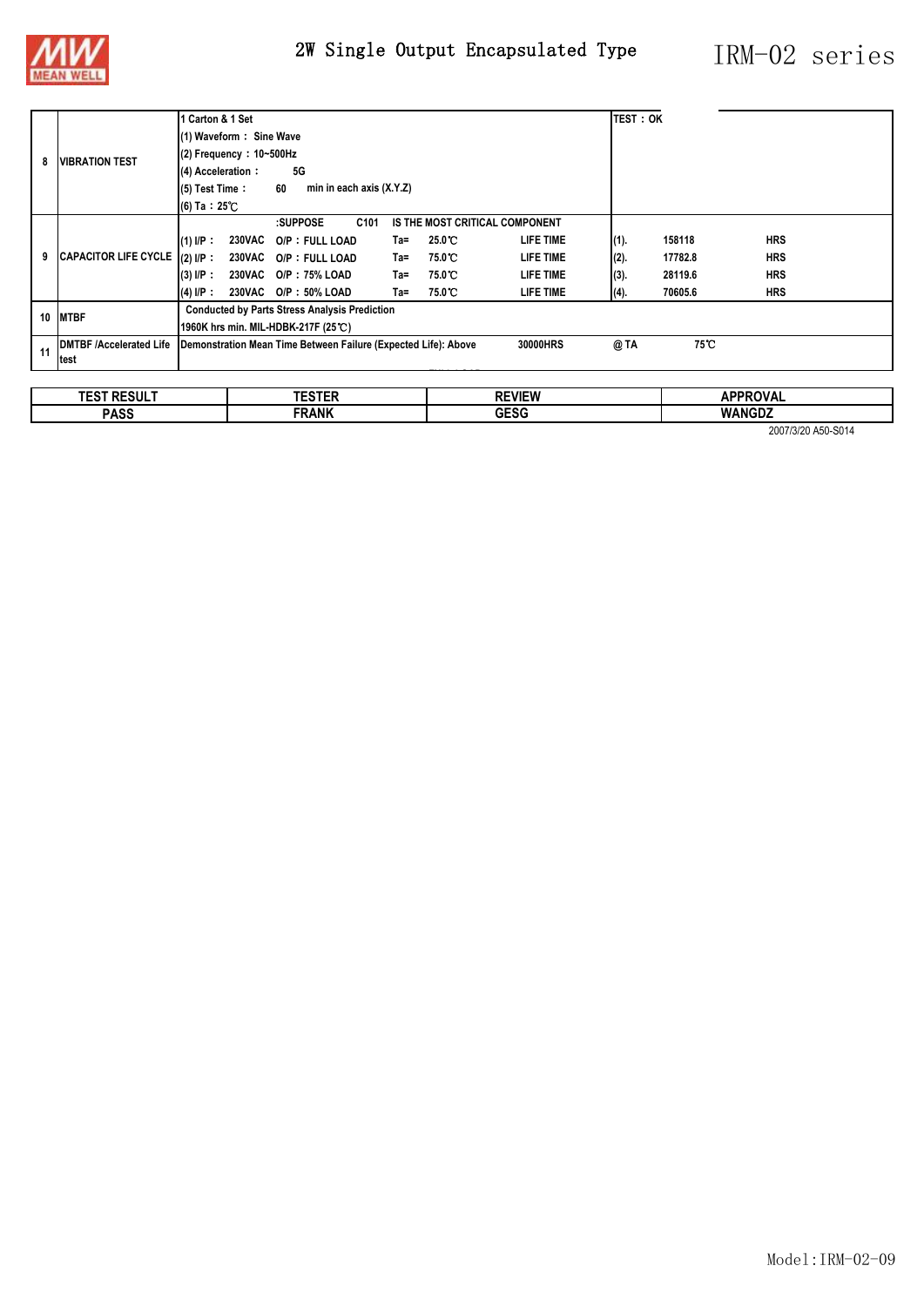| | | | |
|---|---|---|---|
| 8 | VIBRATION TEST | 1 Carton & 1 Set<br>(1) Waveform：Sine Wave<br>(2) Frequency：10~500Hz<br>(4) Acceleration： 5G<br>(5) Test Time： 60 min in each axis (X.Y.Z)<br>(6) Ta：25℃ | TEST：OK |
| 9 | CAPACITOR LIFE CYCLE | :SUPPOSE C101 IS THE MOST CRITICAL COMPONENT<br>(1) I/P： 230VAC O/P：FULL LOAD Ta= 25.0℃ LIFE TIME<br>(2) I/P： 230VAC O/P：FULL LOAD Ta= 75.0℃ LIFE TIME<br>(3) I/P： 230VAC O/P：75% LOAD Ta= 75.0℃ LIFE TIME<br>(4) I/P： 230VAC O/P：50% LOAD Ta= 75.0℃ LIFE TIME | <br>(1). 158118 HRS<br>(2). 17782.8 HRS<br>(3). 28119.6 HRS<br>(4). 70605.6 HRS |
| 10 | MTBF | Conducted by Parts Stress Analysis Prediction<br>1960K hrs min. MIL-HDBK-217F (25℃) | |
| 11 | DMTBF /Accelerated Life test | Demonstration Mean Time Between Failure (Expected Life): Above 30000HRS | @ TA 75℃ |

| TEST RESULT | TESTER | REVIEW | APPROVAL |
|---|---|---|---|
| PASS | FRANK | GESG | WANGDZ |

2007/3/20 A50-S014